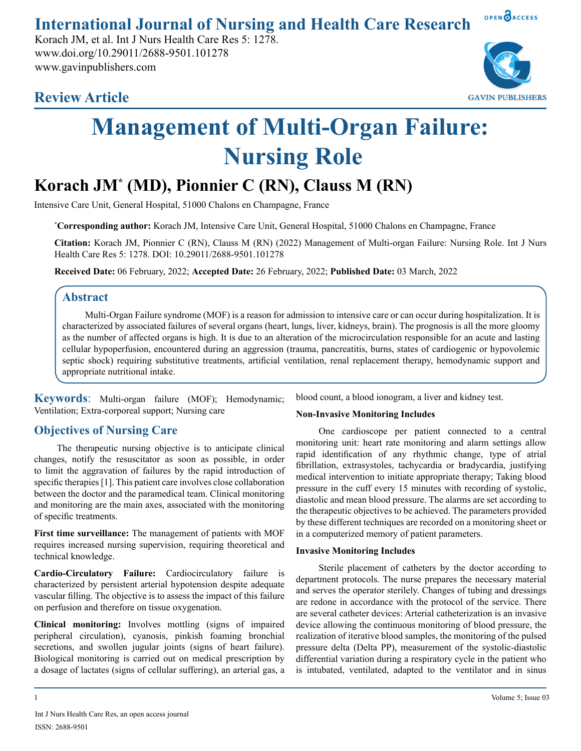# International Journal of Nursing and Health Care Research

Korach JM, et al. Int J Nurs Health Care Res 5: 1278.
www.doi.org/10.29011/2688-9501.101278
www.gavinpublishers.com

## Review Article

# Management of Multi-Organ Failure: Nursing Role

**Korach JM* (MD), Pionnier C (RN), Clauss M (RN)**

Intensive Care Unit, General Hospital, 51000 Chalons en Champagne, France

***Corresponding author:** Korach JM, Intensive Care Unit, General Hospital, 51000 Chalons en Champagne, France

**Citation:** Korach JM, Pionnier C (RN), Clauss M (RN) (2022) Management of Multi-organ Failure: Nursing Role. Int J Nurs Health Care Res 5: 1278. DOI: 10.29011/2688-9501.101278

**Received Date:** 06 February, 2022; **Accepted Date:** 26 February, 2022; **Published Date:** 03 March, 2022

## Abstract

Multi-Organ Failure syndrome (MOF) is a reason for admission to intensive care or can occur during hospitalization. It is characterized by associated failures of several organs (heart, lungs, liver, kidneys, brain). The prognosis is all the more gloomy as the number of affected organs is high. It is due to an alteration of the microcirculation responsible for an acute and lasting cellular hypoperfusion, encountered during an aggression (trauma, pancreatitis, burns, states of cardiogenic or hypovolemic septic shock) requiring substitutive treatments, artificial ventilation, renal replacement therapy, hemodynamic support and appropriate nutritional intake.

**Keywords**: Multi-organ failure (MOF); Hemodynamic; Ventilation; Extra-corporeal support; Nursing care

## Objectives of Nursing Care

The therapeutic nursing objective is to anticipate clinical changes, notify the resuscitator as soon as possible, in order to limit the aggravation of failures by the rapid introduction of specific therapies [1]. This patient care involves close collaboration between the doctor and the paramedical team. Clinical monitoring and monitoring are the main axes, associated with the monitoring of specific treatments.

**First time surveillance:** The management of patients with MOF requires increased nursing supervision, requiring theoretical and technical knowledge.

**Cardio-Circulatory Failure:** Cardiocirculatory failure is characterized by persistent arterial hypotension despite adequate vascular filling. The objective is to assess the impact of this failure on perfusion and therefore on tissue oxygenation.

**Clinical monitoring:** Involves mottling (signs of impaired peripheral circulation), cyanosis, pinkish foaming bronchial secretions, and swollen jugular joints (signs of heart failure). Biological monitoring is carried out on medical prescription by a dosage of lactates (signs of cellular suffering), an arterial gas, a blood count, a blood ionogram, a liver and kidney test.

**Non-Invasive Monitoring Includes**

One cardioscope per patient connected to a central monitoring unit: heart rate monitoring and alarm settings allow rapid identification of any rhythmic change, type of atrial fibrillation, extrasystoles, tachycardia or bradycardia, justifying medical intervention to initiate appropriate therapy; Taking blood pressure in the cuff every 15 minutes with recording of systolic, diastolic and mean blood pressure. The alarms are set according to the therapeutic objectives to be achieved. The parameters provided by these different techniques are recorded on a monitoring sheet or in a computerized memory of patient parameters.

**Invasive Monitoring Includes**

Sterile placement of catheters by the doctor according to department protocols. The nurse prepares the necessary material and serves the operator sterilely. Changes of tubing and dressings are redone in accordance with the protocol of the service. There are several catheter devices: Arterial catheterization is an invasive device allowing the continuous monitoring of blood pressure, the realization of iterative blood samples, the monitoring of the pulsed pressure delta (Delta PP), measurement of the systolic-diastolic differential variation during a respiratory cycle in the patient who is intubated, ventilated, adapted to the ventilator and in sinus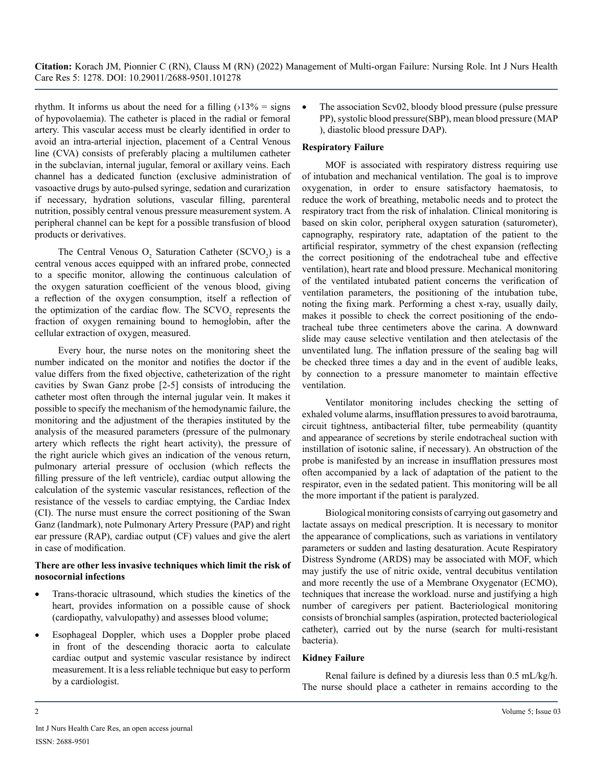rhythm. It informs us about the need for a filling (›13% = signs of hypovolaemia). The catheter is placed in the radial or femoral artery. This vascular access must be clearly identified in order to avoid an intra-arterial injection, placement of a Central Venous line (CVA) consists of preferably placing a multilumen catheter in the subclavian, internal jugular, femoral or axillary veins. Each channel has a dedicated function (exclusive administration of vasoactive drugs by auto-pulsed syringe, sedation and curarization if necessary, hydration solutions, vascular filling, parenteral nutrition, possibly central venous pressure measurement system. A peripheral channel can be kept for a possible transfusion of blood products or derivatives.

The Central Venous $O_2$ Saturation Catheter ($SCVO_2$) is a central venous acces equipped with an infrared probe, connected to a specific monitor, allowing the continuous calculation of the oxygen saturation coefficient of the venous blood, giving a reflection of the oxygen consumption, itself a reflection of the optimization of the cardiac flow. The $SCVO_2$ represents the fraction of oxygen remaining bound to hemoglobin, after the cellular extraction of oxygen, measured.

Every hour, the nurse notes on the monitoring sheet the number indicated on the monitor and notifies the doctor if the value differs from the fixed objective, catheterization of the right cavities by Swan Ganz probe [2-5] consists of introducing the catheter most often through the internal jugular vein. It makes it possible to specify the mechanism of the hemodynamic failure, the monitoring and the adjustment of the therapies instituted by the analysis of the measured parameters (pressure of the pulmonary artery which reflects the right heart activity), the pressure of the right auricle which gives an indication of the venous return, pulmonary arterial pressure of occlusion (which reflects the filling pressure of the left ventricle), cardiac output allowing the calculation of the systemic vascular resistances, reflection of the resistance of the vessels to cardiac emptying, the Cardiac Index (CI). The nurse must ensure the correct positioning of the Swan Ganz (landmark), note Pulmonary Artery Pressure (PAP) and right ear pressure (RAP), cardiac output (CF) values and give the alert in case of modification.

**There are other less invasive techniques which limit the risk of nosocornial infections**

- Trans-thoracic ultrasound, which studies the kinetics of the heart, provides information on a possible cause of shock (cardiopathy, valvulopathy) and assesses blood volume;
- Esophageal Doppler, which uses a Doppler probe placed in front of the descending thoracic aorta to calculate cardiac output and systemic vascular resistance by indirect measurement. It is a less reliable technique but easy to perform by a cardiologist.
- The association Scv02, bloody blood pressure (pulse pressure PP), systolic blood pressure(SBP), mean blood pressure (MAP ), diastolic blood pressure DAP).

**Respiratory Failure**

MOF is associated with respiratory distress requiring use of intubation and mechanical ventilation. The goal is to improve oxygenation, in order to ensure satisfactory haematosis, to reduce the work of breathing, metabolic needs and to protect the respiratory tract from the risk of inhalation. Clinical monitoring is based on skin color, peripheral oxygen saturation (saturometer), capnography, respiratory rate, adaptation of the patient to the artificial respirator, symmetry of the chest expansion (reflecting the correct positioning of the endotracheal tube and effective ventilation), heart rate and blood pressure. Mechanical monitoring of the ventilated intubated patient concerns the verification of ventilation parameters, the positioning of the intubation tube, noting the fixing mark. Performing a chest x-ray, usually daily, makes it possible to check the correct positioning of the endotracheal tube three centimeters above the carina. A downward slide may cause selective ventilation and then atelectasis of the unventilated lung. The inflation pressure of the sealing bag will be checked three times a day and in the event of audible leaks, by connection to a pressure manometer to maintain effective ventilation.

Ventilator monitoring includes checking the setting of exhaled volume alarms, insufflation pressures to avoid barotrauma, circuit tightness, antibacterial filter, tube permeability (quantity and appearance of secretions by sterile endotracheal suction with instillation of isotonic saline, if necessary). An obstruction of the probe is manifested by an increase in insufflation pressures most often accompanied by a lack of adaptation of the patient to the respirator, even in the sedated patient. This monitoring will be all the more important if the patient is paralyzed.

Biological monitoring consists of carrying out gasometry and lactate assays on medical prescription. It is necessary to monitor the appearance of complications, such as variations in ventilatory parameters or sudden and lasting desaturation. Acute Respiratory Distress Syndrome (ARDS) may be associated with MOF, which may justify the use of nitric oxide, ventral decubitus ventilation and more recently the use of a Membrane Oxygenator (ECMO), techniques that increase the workload. nurse and justifying a high number of caregivers per patient. Bacteriological monitoring consists of bronchial samples (aspiration, protected bacteriological catheter), carried out by the nurse (search for multi-resistant bacteria).

**Kidney Failure**

Renal failure is defined by a diuresis less than 0.5 mL/kg/h. The nurse should place a catheter in remains according to the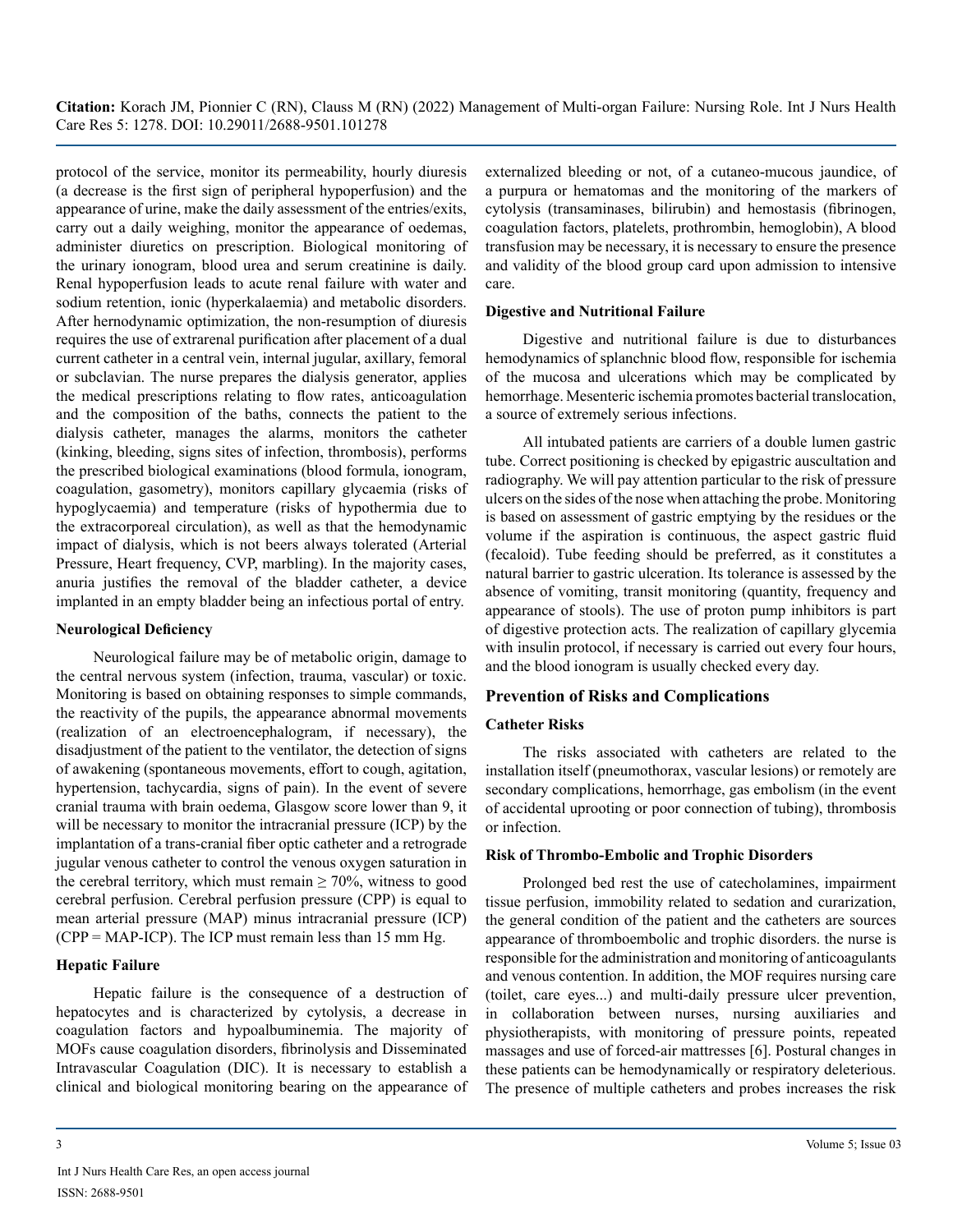protocol of the service, monitor its permeability, hourly diuresis (a decrease is the first sign of peripheral hypoperfusion) and the appearance of urine, make the daily assessment of the entries/exits, carry out a daily weighing, monitor the appearance of oedemas, administer diuretics on prescription. Biological monitoring of the urinary ionogram, blood urea and serum creatinine is daily. Renal hypoperfusion leads to acute renal failure with water and sodium retention, ionic (hyperkalaemia) and metabolic disorders. After hernodynamic optimization, the non-resumption of diuresis requires the use of extrarenal purification after placement of a dual current catheter in a central vein, internal jugular, axillary, femoral or subclavian. The nurse prepares the dialysis generator, applies the medical prescriptions relating to flow rates, anticoagulation and the composition of the baths, connects the patient to the dialysis catheter, manages the alarms, monitors the catheter (kinking, bleeding, signs sites of infection, thrombosis), performs the prescribed biological examinations (blood formula, ionogram, coagulation, gasometry), monitors capillary glycaemia (risks of hypoglycaemia) and temperature (risks of hypothermia due to the extracorporeal circulation), as well as that the hemodynamic impact of dialysis, which is not beers always tolerated (Arterial Pressure, Heart frequency, CVP, marbling). In the majority cases, anuria justifies the removal of the bladder catheter, a device implanted in an empty bladder being an infectious portal of entry.

### Neurological Deficiency

Neurological failure may be of metabolic origin, damage to the central nervous system (infection, trauma, vascular) or toxic. Monitoring is based on obtaining responses to simple commands, the reactivity of the pupils, the appearance abnormal movements (realization of an electroencephalogram, if necessary), the disadjustment of the patient to the ventilator, the detection of signs of awakening (spontaneous movements, effort to cough, agitation, hypertension, tachycardia, signs of pain). In the event of severe cranial trauma with brain oedema, Glasgow score lower than 9, it will be necessary to monitor the intracranial pressure (ICP) by the implantation of a trans-cranial fiber optic catheter and a retrograde jugular venous catheter to control the venous oxygen saturation in the cerebral territory, which must remain $\geq 70\%$, witness to good cerebral perfusion. Cerebral perfusion pressure (CPP) is equal to mean arterial pressure (MAP) minus intracranial pressure (ICP) ($CPP = MAP\text{-}ICP$). The ICP must remain less than 15 mm Hg.

### Hepatic Failure

Hepatic failure is the consequence of a destruction of hepatocytes and is characterized by cytolysis, a decrease in coagulation factors and hypoalbuminemia. The majority of MOFs cause coagulation disorders, fibrinolysis and Disseminated Intravascular Coagulation (DIC). It is necessary to establish a clinical and biological monitoring bearing on the appearance of externalized bleeding or not, of a cutaneo-mucous jaundice, of a purpura or hematomas and the monitoring of the markers of cytolysis (transaminases, bilirubin) and hemostasis (fibrinogen, coagulation factors, platelets, prothrombin, hemoglobin), A blood transfusion may be necessary, it is necessary to ensure the presence and validity of the blood group card upon admission to intensive care.

### Digestive and Nutritional Failure

Digestive and nutritional failure is due to disturbances hemodynamics of splanchnic blood flow, responsible for ischemia of the mucosa and ulcerations which may be complicated by hemorrhage. Mesenteric ischemia promotes bacterial translocation, a source of extremely serious infections.

All intubated patients are carriers of a double lumen gastric tube. Correct positioning is checked by epigastric auscultation and radiography. We will pay attention particular to the risk of pressure ulcers on the sides of the nose when attaching the probe. Monitoring is based on assessment of gastric emptying by the residues or the volume if the aspiration is continuous, the aspect gastric fluid (fecaloid). Tube feeding should be preferred, as it constitutes a natural barrier to gastric ulceration. Its tolerance is assessed by the absence of vomiting, transit monitoring (quantity, frequency and appearance of stools). The use of proton pump inhibitors is part of digestive protection acts. The realization of capillary glycemia with insulin protocol, if necessary is carried out every four hours, and the blood ionogram is usually checked every day.

## Prevention of Risks and Complications

### Catheter Risks

The risks associated with catheters are related to the installation itself (pneumothorax, vascular lesions) or remotely are secondary complications, hemorrhage, gas embolism (in the event of accidental uprooting or poor connection of tubing), thrombosis or infection.

### Risk of Thrombo-Embolic and Trophic Disorders

Prolonged bed rest the use of catecholamines, impairment tissue perfusion, immobility related to sedation and curarization, the general condition of the patient and the catheters are sources appearance of thromboembolic and trophic disorders. the nurse is responsible for the administration and monitoring of anticoagulants and venous contention. In addition, the MOF requires nursing care (toilet, care eyes...) and multi-daily pressure ulcer prevention, in collaboration between nurses, nursing auxiliaries and physiotherapists, with monitoring of pressure points, repeated massages and use of forced-air mattresses [6]. Postural changes in these patients can be hemodynamically or respiratory deleterious. The presence of multiple catheters and probes increases the risk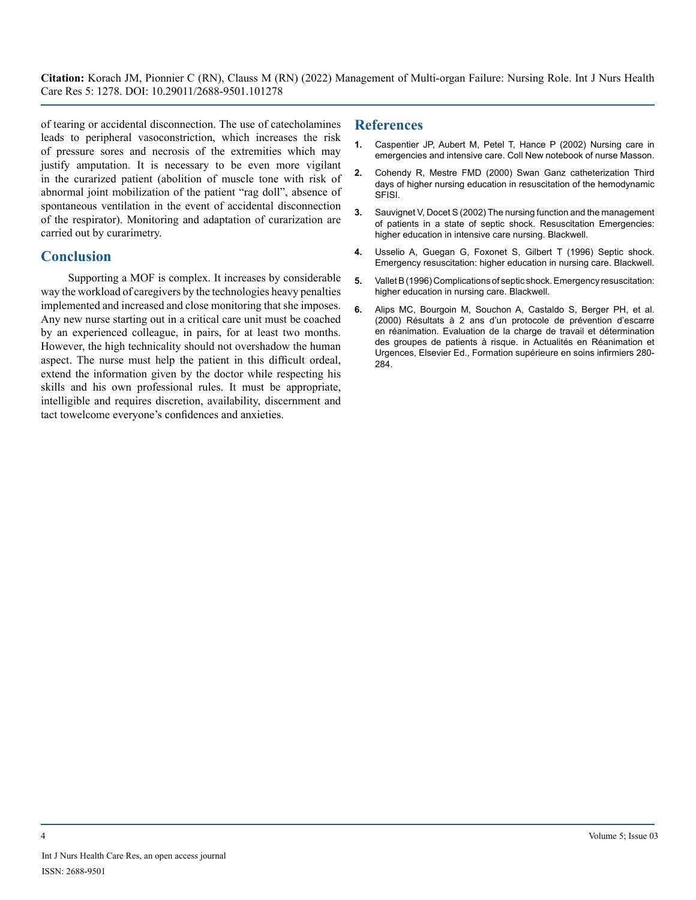of tearing or accidental disconnection. The use of catecholamines leads to peripheral vasoconstriction, which increases the risk of pressure sores and necrosis of the extremities which may justify amputation. It is necessary to be even more vigilant in the curarized patient (abolition of muscle tone with risk of abnormal joint mobilization of the patient "rag doll", absence of spontaneous ventilation in the event of accidental disconnection of the respirator). Monitoring and adaptation of curarization are carried out by curarimetry.

## Conclusion

Supporting a MOF is complex. It increases by considerable way the workload of caregivers by the technologies heavy penalties implemented and increased and close monitoring that she imposes. Any new nurse starting out in a critical care unit must be coached by an experienced colleague, in pairs, for at least two months. However, the high technicality should not overshadow the human aspect. The nurse must help the patient in this difficult ordeal, extend the information given by the doctor while respecting his skills and his own professional rules. It must be appropriate, intelligible and requires discretion, availability, discernment and tact towelcome everyone's confidences and anxieties.

## References

1. Caspentier JP, Aubert M, Petel T, Hance P (2002) Nursing care in emergencies and intensive care. Coll New notebook of nurse Masson.
2. Cohendy R, Mestre FMD (2000) Swan Ganz catheterization Third days of higher nursing education in resuscitation of the hemodynamic SFISI.
3. Sauvignet V, Docet S (2002) The nursing function and the management of patients in a state of septic shock. Resuscitation Emergencies: higher education in intensive care nursing. Blackwell.
4. Usselio A, Guegan G, Foxonet S, Gilbert T (1996) Septic shock. Emergency resuscitation: higher education in nursing care. Blackwell.
5. Vallet B (1996) Complications of septic shock. Emergency resuscitation: higher education in nursing care. Blackwell.
6. Alips MC, Bourgoin M, Souchon A, Castaldo S, Berger PH, et al. (2000) Résultats à 2 ans d'un protocole de prévention d'escarre en réanimation. Evaluation de la charge de travail et détermination des groupes de patients à risque. in Actualités en Réanimation et Urgences, Elsevier Ed., Formation supérieure en soins infirmiers 280-284.